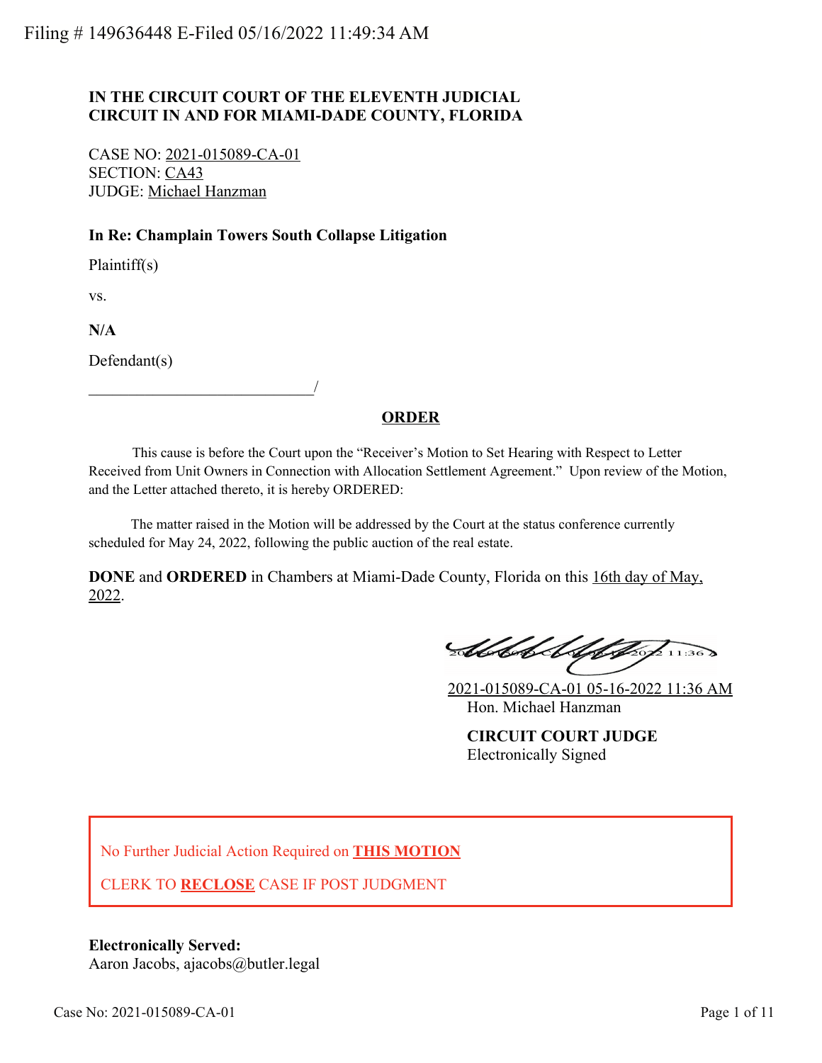Filing # 149636448 E-Filed 05/16/2022 11:49:34 AM

**IN THE CIRCUIT COURT OF THE ELEVENTH JUDICIAL CIRCUIT IN AND FOR MIAMI-DADE COUNTY, FLORIDA**

CASE NO: 2021-015089-CA-01
SECTION: CA43
JUDGE: Michael Hanzman

**In Re: Champlain Towers South Collapse Litigation**

Plaintiff(s)

vs.

**N/A**

Defendant(s)

______________________________/

## ORDER

This cause is before the Court upon the "Receiver's Motion to Set Hearing with Respect to Letter Received from Unit Owners in Connection with Allocation Settlement Agreement." Upon review of the Motion, and the Letter attached thereto, it is hereby ORDERED:

The matter raised in the Motion will be addressed by the Court at the status conference currently scheduled for May 24, 2022, following the public auction of the real estate.

**DONE** and **ORDERED** in Chambers at Miami-Dade County, Florida on this 16th day of May, 2022.

2021-015089-CA-01 05-16-2022 11:36 AM
Hon. Michael Hanzman

**CIRCUIT COURT JUDGE**
Electronically Signed

No Further Judicial Action Required on **THIS MOTION**

CLERK TO **RECLOSE** CASE IF POST JUDGMENT

**Electronically Served:**
Aaron Jacobs, ajacobs@butler.legal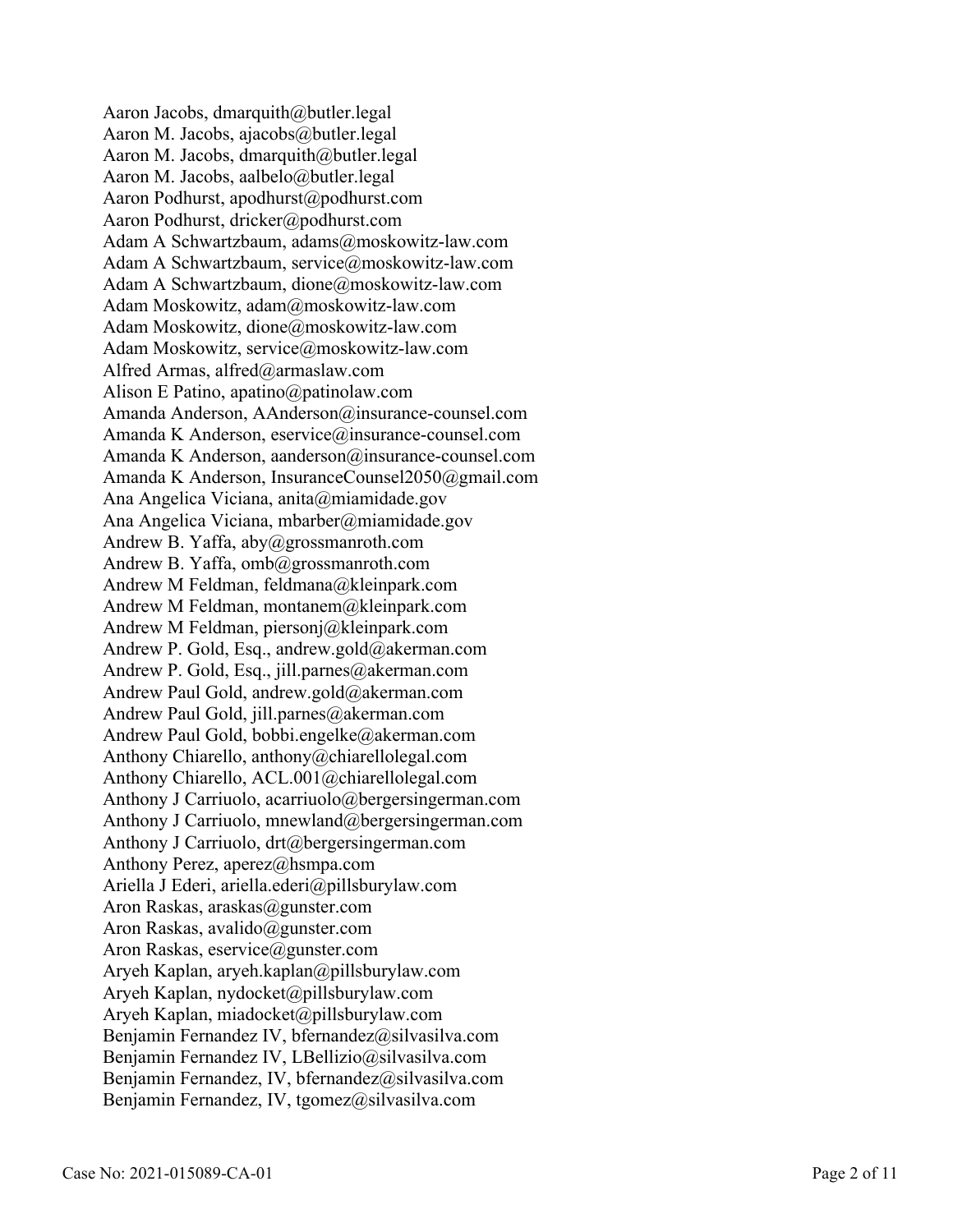Aaron Jacobs, dmarquith@butler.legal
Aaron M. Jacobs, ajacobs@butler.legal
Aaron M. Jacobs, dmarquith@butler.legal
Aaron M. Jacobs, aalbelo@butler.legal
Aaron Podhurst, apodhurst@podhurst.com
Aaron Podhurst, dricker@podhurst.com
Adam A Schwartzbaum, adams@moskowitz-law.com
Adam A Schwartzbaum, service@moskowitz-law.com
Adam A Schwartzbaum, dione@moskowitz-law.com
Adam Moskowitz, adam@moskowitz-law.com
Adam Moskowitz, dione@moskowitz-law.com
Adam Moskowitz, service@moskowitz-law.com
Alfred Armas, alfred@armaslaw.com
Alison E Patino, apatino@patinolaw.com
Amanda Anderson, AAnderson@insurance-counsel.com
Amanda K Anderson, eservice@insurance-counsel.com
Amanda K Anderson, aanderson@insurance-counsel.com
Amanda K Anderson, InsuranceCounsel2050@gmail.com
Ana Angelica Viciana, anita@miamidade.gov
Ana Angelica Viciana, mbarber@miamidade.gov
Andrew B. Yaffa, aby@grossmanroth.com
Andrew B. Yaffa, omb@grossmanroth.com
Andrew M Feldman, feldmana@kleinpark.com
Andrew M Feldman, montanem@kleinpark.com
Andrew M Feldman, piersonj@kleinpark.com
Andrew P. Gold, Esq., andrew.gold@akerman.com
Andrew P. Gold, Esq., jill.parnes@akerman.com
Andrew Paul Gold, andrew.gold@akerman.com
Andrew Paul Gold, jill.parnes@akerman.com
Andrew Paul Gold, bobbi.engelke@akerman.com
Anthony Chiarello, anthony@chiarellolegal.com
Anthony Chiarello, ACL.001@chiarellolegal.com
Anthony J Carriuolo, acarriuolo@bergersingerman.com
Anthony J Carriuolo, mnewland@bergersingerman.com
Anthony J Carriuolo, drt@bergersingerman.com
Anthony Perez, aperez@hsmpa.com
Ariella J Ederi, ariella.ederi@pillsburylaw.com
Aron Raskas, araskas@gunster.com
Aron Raskas, avalido@gunster.com
Aron Raskas, eservice@gunster.com
Aryeh Kaplan, aryeh.kaplan@pillsburylaw.com
Aryeh Kaplan, nydocket@pillsburylaw.com
Aryeh Kaplan, miadocket@pillsburylaw.com
Benjamin Fernandez IV, bfernandez@silvasilva.com
Benjamin Fernandez IV, LBellizio@silvasilva.com
Benjamin Fernandez, IV, bfernandez@silvasilva.com
Benjamin Fernandez, IV, tgomez@silvasilva.com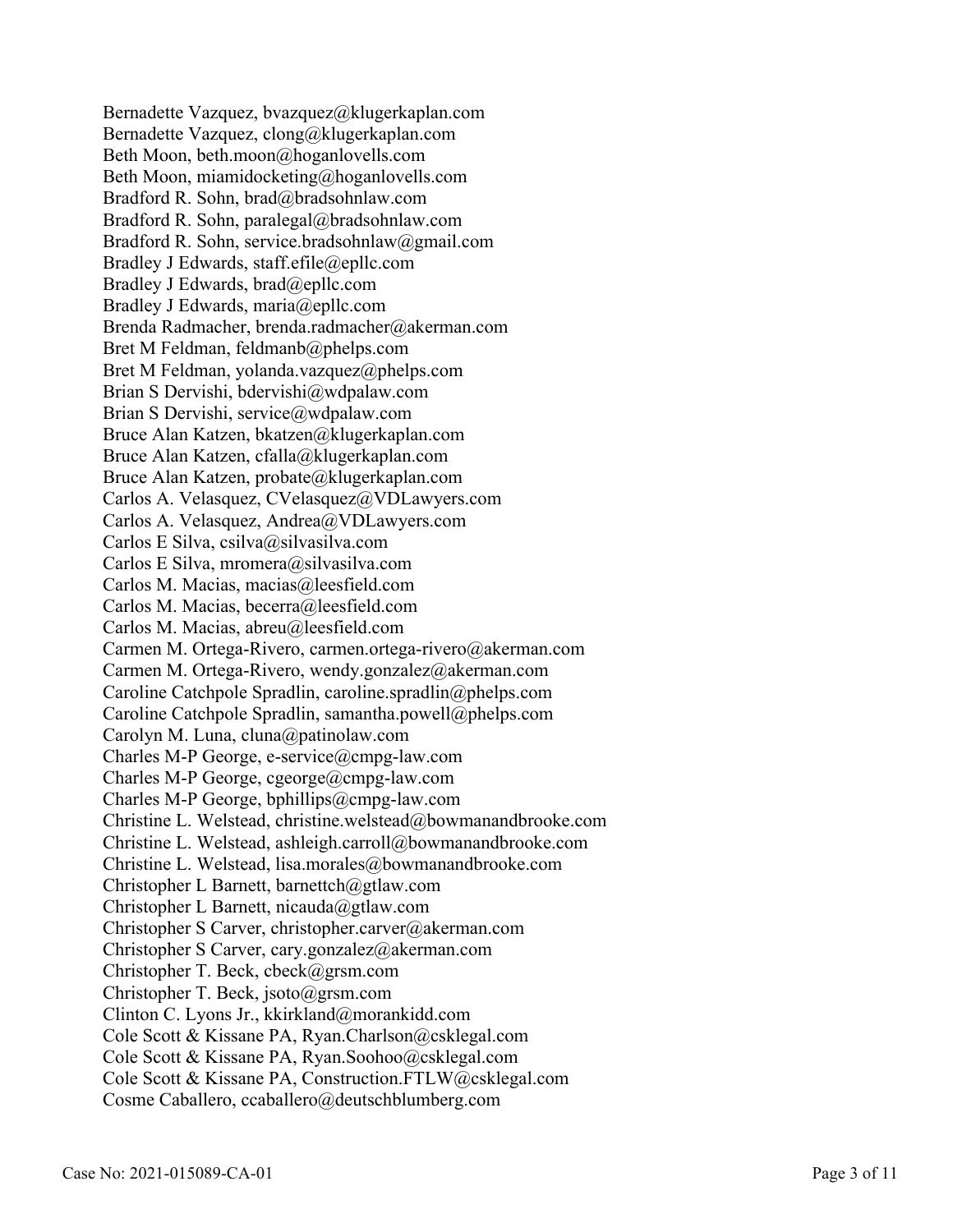Bernadette Vazquez, bvazquez@klugerkaplan.com
Bernadette Vazquez, clong@klugerkaplan.com
Beth Moon, beth.moon@hoganlovells.com
Beth Moon, miamidocketing@hoganlovells.com
Bradford R. Sohn, brad@bradsohnlaw.com
Bradford R. Sohn, paralegal@bradsohnlaw.com
Bradford R. Sohn, service.bradsohnlaw@gmail.com
Bradley J Edwards, staff.efile@epllc.com
Bradley J Edwards, brad@epllc.com
Bradley J Edwards, maria@epllc.com
Brenda Radmacher, brenda.radmacher@akerman.com
Bret M Feldman, feldmanb@phelps.com
Bret M Feldman, yolanda.vazquez@phelps.com
Brian S Dervishi, bdervishi@wdpalaw.com
Brian S Dervishi, service@wdpalaw.com
Bruce Alan Katzen, bkatzen@klugerkaplan.com
Bruce Alan Katzen, cfalla@klugerkaplan.com
Bruce Alan Katzen, probate@klugerkaplan.com
Carlos A. Velasquez, CVelasquez@VDLawyers.com
Carlos A. Velasquez, Andrea@VDLawyers.com
Carlos E Silva, csilva@silvasilva.com
Carlos E Silva, mromera@silvasilva.com
Carlos M. Macias, macias@leesfield.com
Carlos M. Macias, becerra@leesfield.com
Carlos M. Macias, abreu@leesfield.com
Carmen M. Ortega-Rivero, carmen.ortega-rivero@akerman.com
Carmen M. Ortega-Rivero, wendy.gonzalez@akerman.com
Caroline Catchpole Spradlin, caroline.spradlin@phelps.com
Caroline Catchpole Spradlin, samantha.powell@phelps.com
Carolyn M. Luna, cluna@patinolaw.com
Charles M-P George, e-service@cmpg-law.com
Charles M-P George, cgeorge@cmpg-law.com
Charles M-P George, bphillips@cmpg-law.com
Christine L. Welstead, christine.welstead@bowmanandbrooke.com
Christine L. Welstead, ashleigh.carroll@bowmanandbrooke.com
Christine L. Welstead, lisa.morales@bowmanandbrooke.com
Christopher L Barnett, barnettch@gtlaw.com
Christopher L Barnett, nicauda@gtlaw.com
Christopher S Carver, christopher.carver@akerman.com
Christopher S Carver, cary.gonzalez@akerman.com
Christopher T. Beck, cbeck@grsm.com
Christopher T. Beck, jsoto@grsm.com
Clinton C. Lyons Jr., kkirkland@morankidd.com
Cole Scott & Kissane PA, Ryan.Charlson@csklegal.com
Cole Scott & Kissane PA, Ryan.Soohoo@csklegal.com
Cole Scott & Kissane PA, Construction.FTLW@csklegal.com
Cosme Caballero, ccaballero@deutschblumberg.com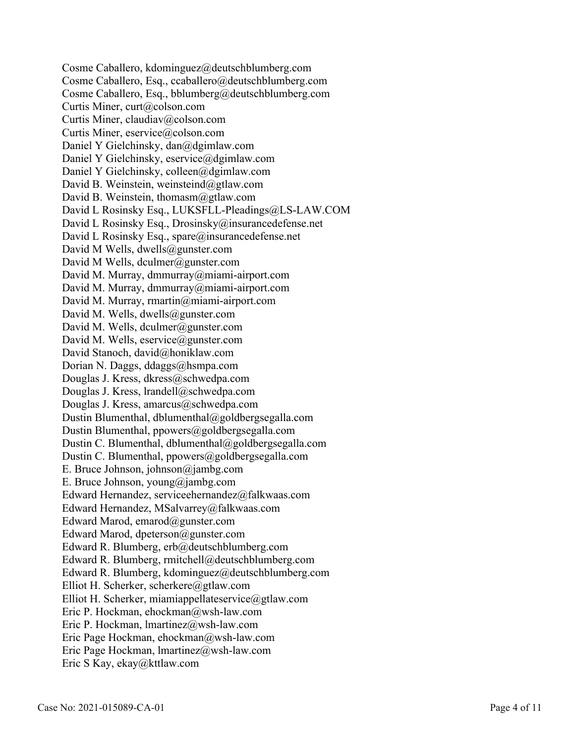Cosme Caballero, kdominguez@deutschblumberg.com
Cosme Caballero, Esq., ccaballero@deutschblumberg.com
Cosme Caballero, Esq., bblumberg@deutschblumberg.com
Curtis Miner, curt@colson.com
Curtis Miner, claudiav@colson.com
Curtis Miner, eservice@colson.com
Daniel Y Gielchinsky, dan@dgimlaw.com
Daniel Y Gielchinsky, eservice@dgimlaw.com
Daniel Y Gielchinsky, colleen@dgimlaw.com
David B. Weinstein, weinsteind@gtlaw.com
David B. Weinstein, thomasm@gtlaw.com
David L Rosinsky Esq., LUKSFLL-Pleadings@LS-LAW.COM
David L Rosinsky Esq., Drosinsky@insurancedefense.net
David L Rosinsky Esq., spare@insurancedefense.net
David M Wells, dwells@gunster.com
David M Wells, dculmer@gunster.com
David M. Murray, dmmurray@miami-airport.com
David M. Murray, dmmurray@miami-airport.com
David M. Murray, rmartin@miami-airport.com
David M. Wells, dwells@gunster.com
David M. Wells, dculmer@gunster.com
David M. Wells, eservice@gunster.com
David Stanoch, david@honiklaw.com
Dorian N. Daggs, ddaggs@hsmpa.com
Douglas J. Kress, dkress@schwedpa.com
Douglas J. Kress, lrandell@schwedpa.com
Douglas J. Kress, amarcus@schwedpa.com
Dustin Blumenthal, dblumenthal@goldbergsegalla.com
Dustin Blumenthal, ppowers@goldbergsegalla.com
Dustin C. Blumenthal, dblumenthal@goldbergsegalla.com
Dustin C. Blumenthal, ppowers@goldbergsegalla.com
E. Bruce Johnson, johnson@jambg.com
E. Bruce Johnson, young@jambg.com
Edward Hernandez, serviceehernandez@falkwaas.com
Edward Hernandez, MSalvarrey@falkwaas.com
Edward Marod, emarod@gunster.com
Edward Marod, dpeterson@gunster.com
Edward R. Blumberg, erb@deutschblumberg.com
Edward R. Blumberg, rmitchell@deutschblumberg.com
Edward R. Blumberg, kdominguez@deutschblumberg.com
Elliot H. Scherker, scherkere@gtlaw.com
Elliot H. Scherker, miamiappellateservice@gtlaw.com
Eric P. Hockman, ehockman@wsh-law.com
Eric P. Hockman, lmartinez@wsh-law.com
Eric Page Hockman, ehockman@wsh-law.com
Eric Page Hockman, lmartinez@wsh-law.com
Eric S Kay, ekay@kttlaw.com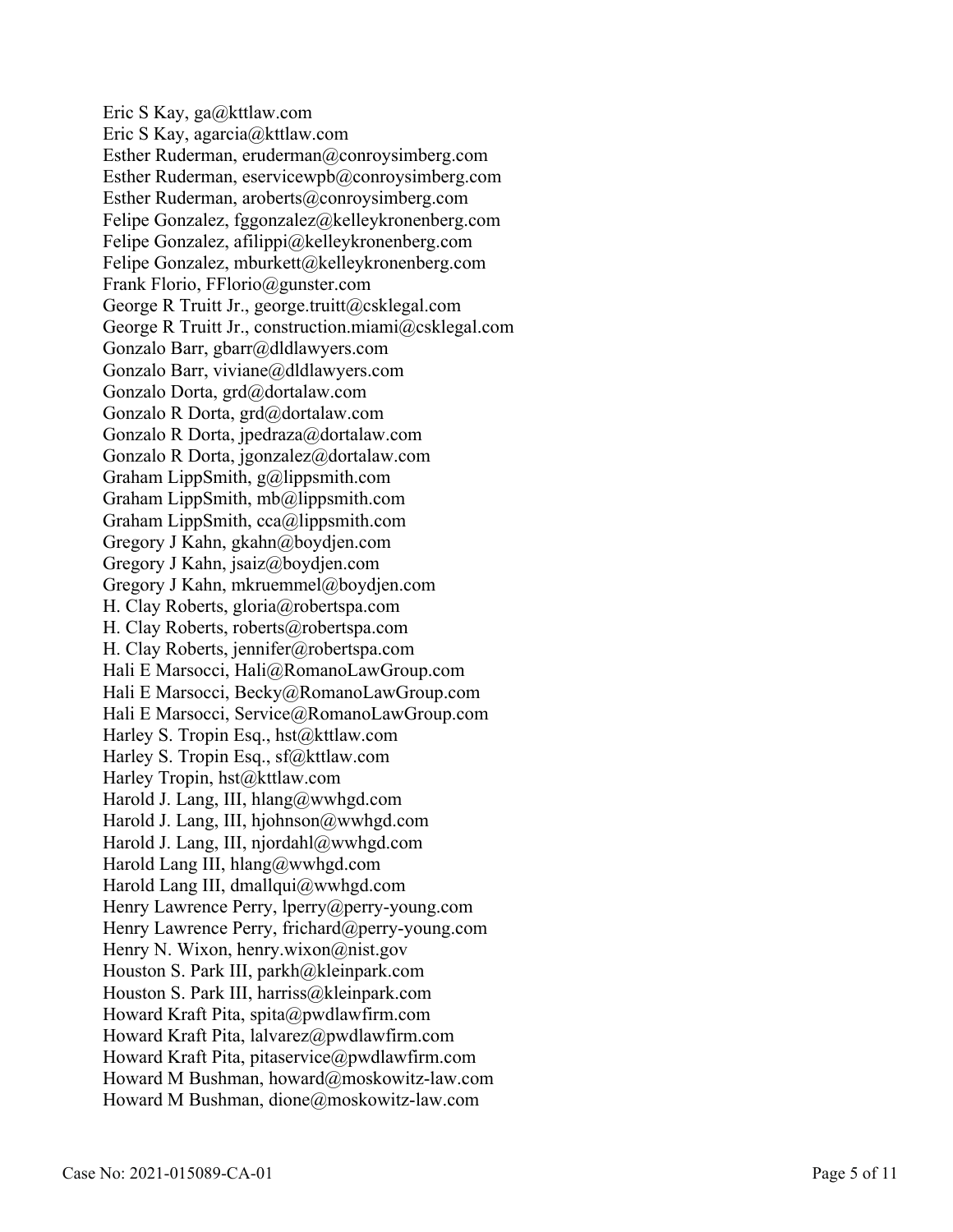Eric S Kay, ga@kttlaw.com
Eric S Kay, agarcia@kttlaw.com
Esther Ruderman, eruderman@conroysimberg.com
Esther Ruderman, eservicewpb@conroysimberg.com
Esther Ruderman, aroberts@conroysimberg.com
Felipe Gonzalez, fggonzalez@kelleykronenberg.com
Felipe Gonzalez, afilippi@kelleykronenberg.com
Felipe Gonzalez, mburkett@kelleykronenberg.com
Frank Florio, FFlorio@gunster.com
George R Truitt Jr., george.truitt@csklegal.com
George R Truitt Jr., construction.miami@csklegal.com
Gonzalo Barr, gbarr@dldlawyers.com
Gonzalo Barr, viviane@dldlawyers.com
Gonzalo Dorta, grd@dortalaw.com
Gonzalo R Dorta, grd@dortalaw.com
Gonzalo R Dorta, jpedraza@dortalaw.com
Gonzalo R Dorta, jgonzalez@dortalaw.com
Graham LippSmith, g@lippsmith.com
Graham LippSmith, mb@lippsmith.com
Graham LippSmith, cca@lippsmith.com
Gregory J Kahn, gkahn@boydjen.com
Gregory J Kahn, jsaiz@boydjen.com
Gregory J Kahn, mkruemmel@boydjen.com
H. Clay Roberts, gloria@robertspa.com
H. Clay Roberts, roberts@robertspa.com
H. Clay Roberts, jennifer@robertspa.com
Hali E Marsocci, Hali@RomanoLawGroup.com
Hali E Marsocci, Becky@RomanoLawGroup.com
Hali E Marsocci, Service@RomanoLawGroup.com
Harley S. Tropin Esq., hst@kttlaw.com
Harley S. Tropin Esq., sf@kttlaw.com
Harley Tropin, hst@kttlaw.com
Harold J. Lang, III, hlang@wwhgd.com
Harold J. Lang, III, hjohnson@wwhgd.com
Harold J. Lang, III, njordahl@wwhgd.com
Harold Lang III, hlang@wwhgd.com
Harold Lang III, dmallqui@wwhgd.com
Henry Lawrence Perry, lperry@perry-young.com
Henry Lawrence Perry, frichard@perry-young.com
Henry N. Wixon, henry.wixon@nist.gov
Houston S. Park III, parkh@kleinpark.com
Houston S. Park III, harriss@kleinpark.com
Howard Kraft Pita, spita@pwdlawfirm.com
Howard Kraft Pita, lalvarez@pwdlawfirm.com
Howard Kraft Pita, pitaservice@pwdlawfirm.com
Howard M Bushman, howard@moskowitz-law.com
Howard M Bushman, dione@moskowitz-law.com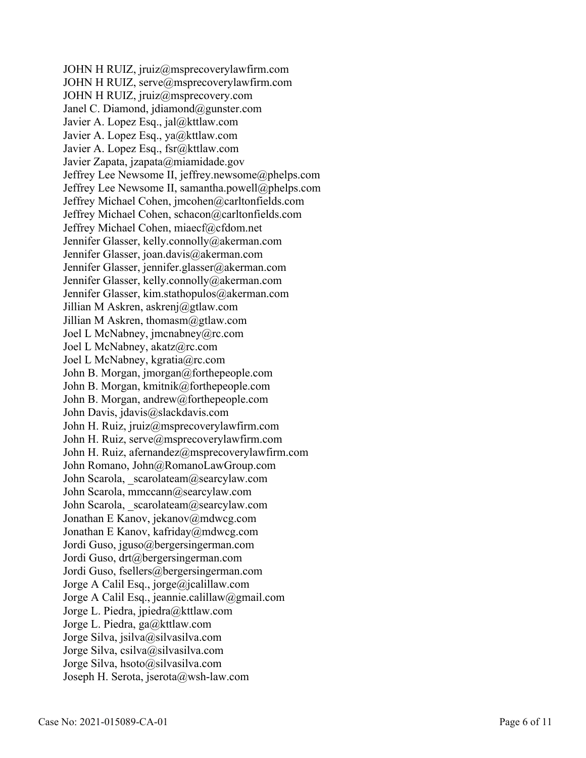JOHN H RUIZ, jruiz@msprecoverylawfirm.com
JOHN H RUIZ, serve@msprecoverylawfirm.com
JOHN H RUIZ, jruiz@msprecovery.com
Janel C. Diamond, jdiamond@gunster.com
Javier A. Lopez Esq., jal@kttlaw.com
Javier A. Lopez Esq., ya@kttlaw.com
Javier A. Lopez Esq., fsr@kttlaw.com
Javier Zapata, jzapata@miamidade.gov
Jeffrey Lee Newsome II, jeffrey.newsome@phelps.com
Jeffrey Lee Newsome II, samantha.powell@phelps.com
Jeffrey Michael Cohen, jmcohen@carltonfields.com
Jeffrey Michael Cohen, schacon@carltonfields.com
Jeffrey Michael Cohen, miaecf@cfdom.net
Jennifer Glasser, kelly.connolly@akerman.com
Jennifer Glasser, joan.davis@akerman.com
Jennifer Glasser, jennifer.glasser@akerman.com
Jennifer Glasser, kelly.connolly@akerman.com
Jennifer Glasser, kim.stathopulos@akerman.com
Jillian M Askren, askrenj@gtlaw.com
Jillian M Askren, thomasm@gtlaw.com
Joel L McNabney, jmcnabney@rc.com
Joel L McNabney, akatz@rc.com
Joel L McNabney, kgratia@rc.com
John B. Morgan, jmorgan@forthepeople.com
John B. Morgan, kmitnik@forthepeople.com
John B. Morgan, andrew@forthepeople.com
John Davis, jdavis@slackdavis.com
John H. Ruiz, jruiz@msprecoverylawfirm.com
John H. Ruiz, serve@msprecoverylawfirm.com
John H. Ruiz, afernandez@msprecoverylawfirm.com
John Romano, John@RomanoLawGroup.com
John Scarola, _scarolateam@searcylaw.com
John Scarola, mmccann@searcylaw.com
John Scarola, _scarolateam@searcylaw.com
Jonathan E Kanov, jekanov@mdwcg.com
Jonathan E Kanov, kafriday@mdwcg.com
Jordi Guso, jguso@bergersingerman.com
Jordi Guso, drt@bergersingerman.com
Jordi Guso, fsellers@bergersingerman.com
Jorge A Calil Esq., jorge@jcalillaw.com
Jorge A Calil Esq., jeannie.calillaw@gmail.com
Jorge L. Piedra, jpiedra@kttlaw.com
Jorge L. Piedra, ga@kttlaw.com
Jorge Silva, jsilva@silvasilva.com
Jorge Silva, csilva@silvasilva.com
Jorge Silva, hsoto@silvasilva.com
Joseph H. Serota, jserota@wsh-law.com

Case No: 2021-015089-CA-01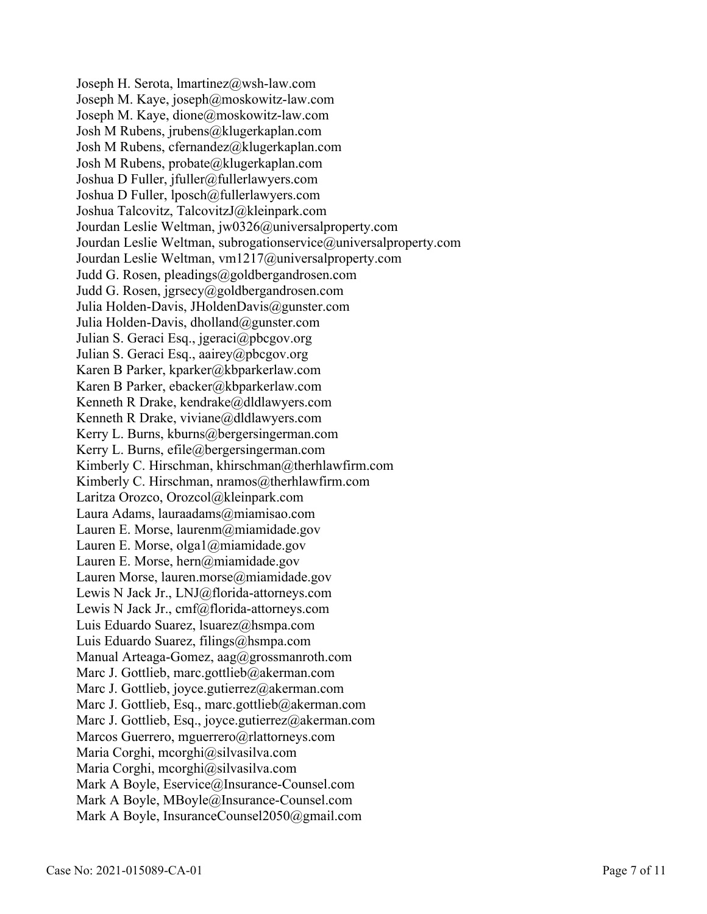Joseph H. Serota, lmartinez@wsh-law.com
Joseph M. Kaye, joseph@moskowitz-law.com
Joseph M. Kaye, dione@moskowitz-law.com
Josh M Rubens, jrubens@klugerkaplan.com
Josh M Rubens, cfernandez@klugerkaplan.com
Josh M Rubens, probate@klugerkaplan.com
Joshua D Fuller, jfuller@fullerlawyers.com
Joshua D Fuller, lposch@fullerlawyers.com
Joshua Talcovitz, TalcovitzJ@kleinpark.com
Jourdan Leslie Weltman, jw0326@universalproperty.com
Jourdan Leslie Weltman, subrogationservice@universalproperty.com
Jourdan Leslie Weltman, vm1217@universalproperty.com
Judd G. Rosen, pleadings@goldbergandrosen.com
Judd G. Rosen, jgrsecy@goldbergandrosen.com
Julia Holden-Davis, JHoldenDavis@gunster.com
Julia Holden-Davis, dholland@gunster.com
Julian S. Geraci Esq., jgeraci@pbcgov.org
Julian S. Geraci Esq., aairey@pbcgov.org
Karen B Parker, kparker@kbparkerlaw.com
Karen B Parker, ebacker@kbparkerlaw.com
Kenneth R Drake, kendrake@dldlawyers.com
Kenneth R Drake, viviane@dldlawyers.com
Kerry L. Burns, kburns@bergersingerman.com
Kerry L. Burns, efile@bergersingerman.com
Kimberly C. Hirschman, khirschman@therhlawfirm.com
Kimberly C. Hirschman, nramos@therhlawfirm.com
Laritza Orozco, Orozcol@kleinpark.com
Laura Adams, lauraadams@miamisao.com
Lauren E. Morse, laurenm@miamidade.gov
Lauren E. Morse, olga1@miamidade.gov
Lauren E. Morse, hern@miamidade.gov
Lauren Morse, lauren.morse@miamidade.gov
Lewis N Jack Jr., LNJ@florida-attorneys.com
Lewis N Jack Jr., cmf@florida-attorneys.com
Luis Eduardo Suarez, lsuarez@hsmpa.com
Luis Eduardo Suarez, filings@hsmpa.com
Manual Arteaga-Gomez, aag@grossmanroth.com
Marc J. Gottlieb, marc.gottlieb@akerman.com
Marc J. Gottlieb, joyce.gutierrez@akerman.com
Marc J. Gottlieb, Esq., marc.gottlieb@akerman.com
Marc J. Gottlieb, Esq., joyce.gutierrez@akerman.com
Marcos Guerrero, mguerrero@rlattorneys.com
Maria Corghi, mcorghi@silvasilva.com
Maria Corghi, mcorghi@silvasilva.com
Mark A Boyle, Eservice@Insurance-Counsel.com
Mark A Boyle, MBoyle@Insurance-Counsel.com
Mark A Boyle, InsuranceCounsel2050@gmail.com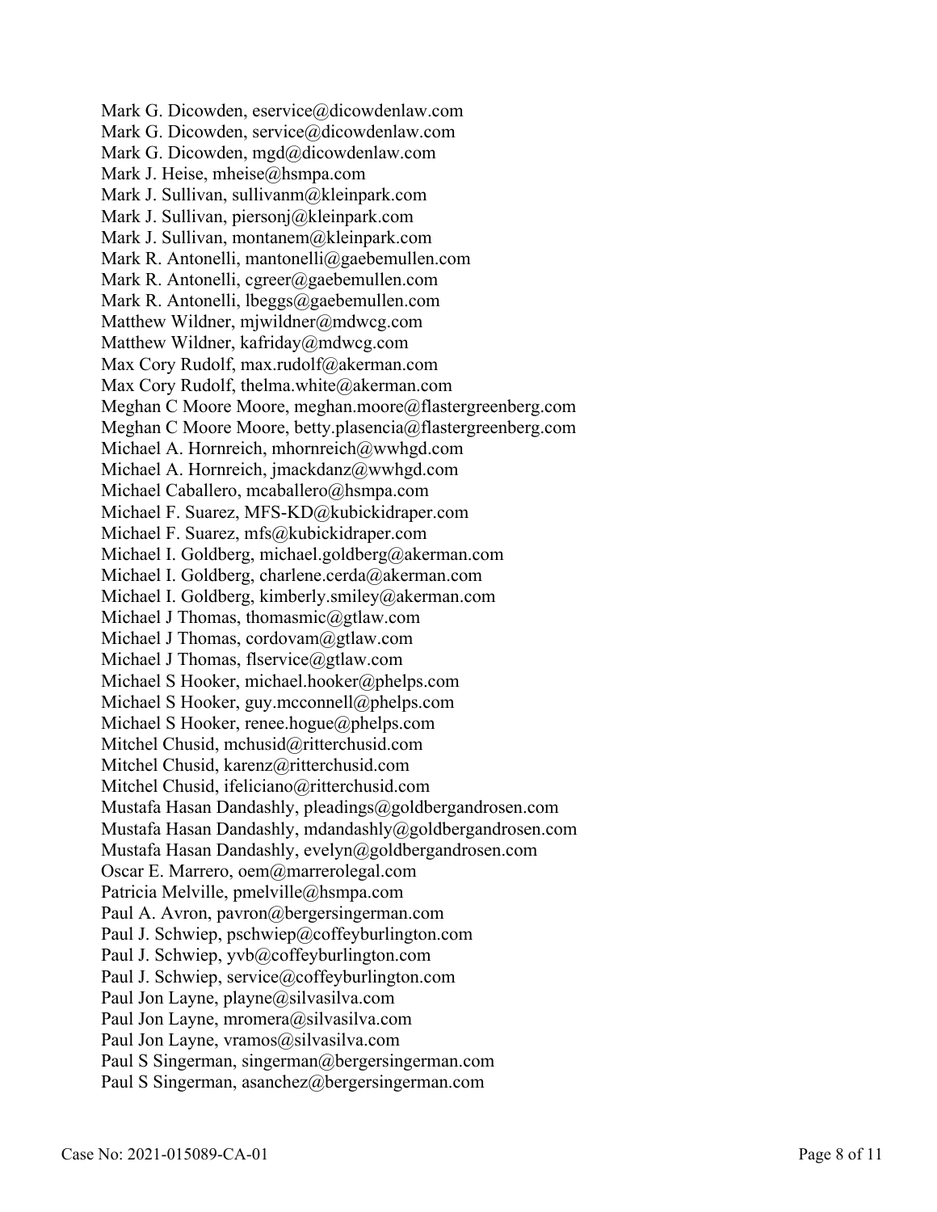Mark G. Dicowden, eservice@dicowdenlaw.com
Mark G. Dicowden, service@dicowdenlaw.com
Mark G. Dicowden, mgd@dicowdenlaw.com
Mark J. Heise, mheise@hsmpa.com
Mark J. Sullivan, sullivanm@kleinpark.com
Mark J. Sullivan, piersonj@kleinpark.com
Mark J. Sullivan, montanem@kleinpark.com
Mark R. Antonelli, mantonelli@gaebemullen.com
Mark R. Antonelli, cgreer@gaebemullen.com
Mark R. Antonelli, lbeggs@gaebemullen.com
Matthew Wildner, mjwildner@mdwcg.com
Matthew Wildner, kafriday@mdwcg.com
Max Cory Rudolf, max.rudolf@akerman.com
Max Cory Rudolf, thelma.white@akerman.com
Meghan C Moore Moore, meghan.moore@flastergreenberg.com
Meghan C Moore Moore, betty.plasencia@flastergreenberg.com
Michael A. Hornreich, mhornreich@wwhgd.com
Michael A. Hornreich, jmackdanz@wwhgd.com
Michael Caballero, mcaballero@hsmpa.com
Michael F. Suarez, MFS-KD@kubickidraper.com
Michael F. Suarez, mfs@kubickidraper.com
Michael I. Goldberg, michael.goldberg@akerman.com
Michael I. Goldberg, charlene.cerda@akerman.com
Michael I. Goldberg, kimberly.smiley@akerman.com
Michael J Thomas, thomasmic@gtlaw.com
Michael J Thomas, cordovam@gtlaw.com
Michael J Thomas, flservice@gtlaw.com
Michael S Hooker, michael.hooker@phelps.com
Michael S Hooker, guy.mcconnell@phelps.com
Michael S Hooker, renee.hogue@phelps.com
Mitchel Chusid, mchusid@ritterchusid.com
Mitchel Chusid, karenz@ritterchusid.com
Mitchel Chusid, ifeliciano@ritterchusid.com
Mustafa Hasan Dandashly, pleadings@goldbergandrosen.com
Mustafa Hasan Dandashly, mdandashly@goldbergandrosen.com
Mustafa Hasan Dandashly, evelyn@goldbergandrosen.com
Oscar E. Marrero, oem@marrerolegal.com
Patricia Melville, pmelville@hsmpa.com
Paul A. Avron, pavron@bergersingerman.com
Paul J. Schwiep, pschwiep@coffeyburlington.com
Paul J. Schwiep, yvb@coffeyburlington.com
Paul J. Schwiep, service@coffeyburlington.com
Paul Jon Layne, playne@silvasilva.com
Paul Jon Layne, mromera@silvasilva.com
Paul Jon Layne, vramos@silvasilva.com
Paul S Singerman, singerman@bergersingerman.com
Paul S Singerman, asanchez@bergersingerman.com

Case No: 2021-015089-CA-01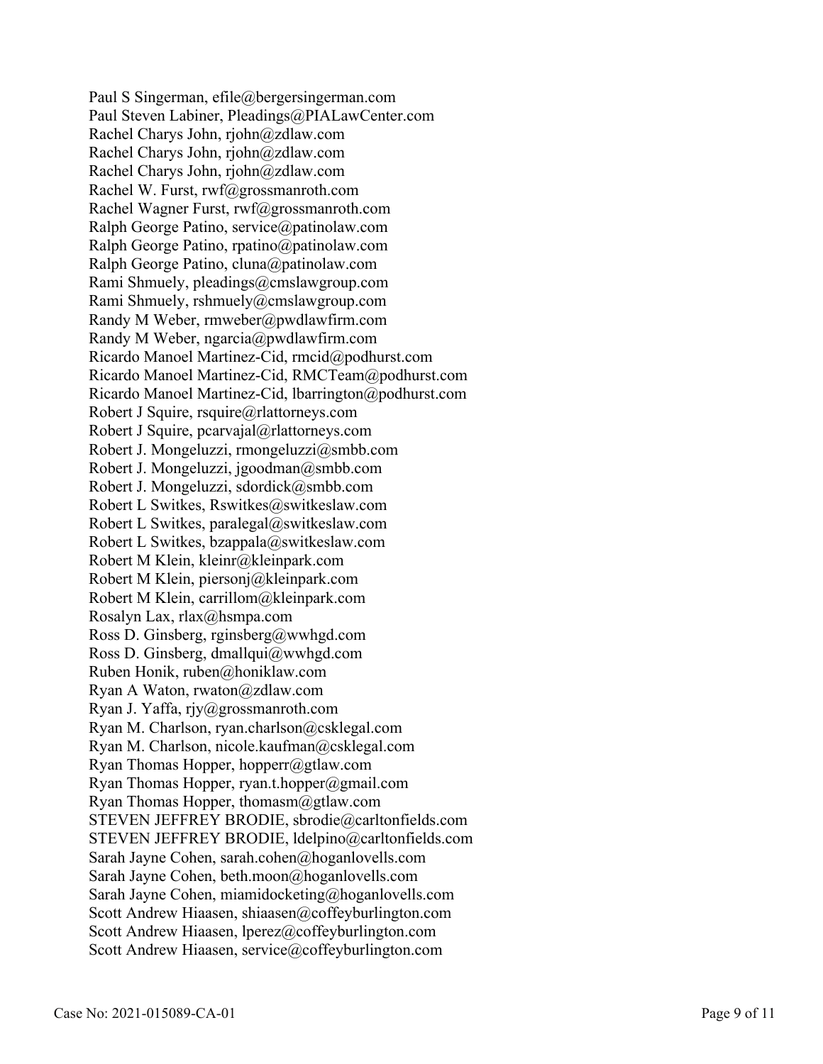Paul S Singerman, efile@bergersingerman.com
Paul Steven Labiner, Pleadings@PIALawCenter.com
Rachel Charys John, rjohn@zdlaw.com
Rachel Charys John, rjohn@zdlaw.com
Rachel Charys John, rjohn@zdlaw.com
Rachel W. Furst, rwf@grossmanroth.com
Rachel Wagner Furst, rwf@grossmanroth.com
Ralph George Patino, service@patinolaw.com
Ralph George Patino, rpatino@patinolaw.com
Ralph George Patino, cluna@patinolaw.com
Rami Shmuely, pleadings@cmslawgroup.com
Rami Shmuely, rshmuely@cmslawgroup.com
Randy M Weber, rmweber@pwdlawfirm.com
Randy M Weber, ngarcia@pwdlawfirm.com
Ricardo Manoel Martinez-Cid, rmcid@podhurst.com
Ricardo Manoel Martinez-Cid, RMCTeam@podhurst.com
Ricardo Manoel Martinez-Cid, lbarrington@podhurst.com
Robert J Squire, rsquire@rlattorneys.com
Robert J Squire, pcarvajal@rlattorneys.com
Robert J. Mongeluzzi, rmongeluzzi@smbb.com
Robert J. Mongeluzzi, jgoodman@smbb.com
Robert J. Mongeluzzi, sdordick@smbb.com
Robert L Switkes, Rswitkes@switkeslaw.com
Robert L Switkes, paralegal@switkeslaw.com
Robert L Switkes, bzappala@switkeslaw.com
Robert M Klein, kleinr@kleinpark.com
Robert M Klein, piersonj@kleinpark.com
Robert M Klein, carrillom@kleinpark.com
Rosalyn Lax, rlax@hsmpa.com
Ross D. Ginsberg, rginsberg@wwhgd.com
Ross D. Ginsberg, dmallqui@wwhgd.com
Ruben Honik, ruben@honiklaw.com
Ryan A Waton, rwaton@zdlaw.com
Ryan J. Yaffa, rjy@grossmanroth.com
Ryan M. Charlson, ryan.charlson@csklegal.com
Ryan M. Charlson, nicole.kaufman@csklegal.com
Ryan Thomas Hopper, hopperr@gtlaw.com
Ryan Thomas Hopper, ryan.t.hopper@gmail.com
Ryan Thomas Hopper, thomasm@gtlaw.com
STEVEN JEFFREY BRODIE, sbrodie@carltonfields.com
STEVEN JEFFREY BRODIE, ldelpino@carltonfields.com
Sarah Jayne Cohen, sarah.cohen@hoganlovells.com
Sarah Jayne Cohen, beth.moon@hoganlovells.com
Sarah Jayne Cohen, miamidocketing@hoganlovells.com
Scott Andrew Hiaasen, shiaasen@coffeyburlington.com
Scott Andrew Hiaasen, lperez@coffeyburlington.com
Scott Andrew Hiaasen, service@coffeyburlington.com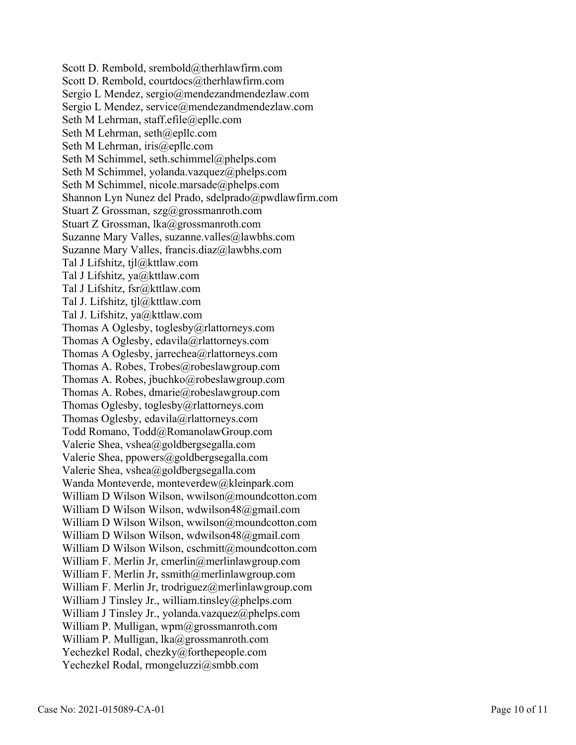Scott D. Rembold, srembold@therhlawfirm.com
Scott D. Rembold, courtdocs@therhlawfirm.com
Sergio L Mendez, sergio@mendezandmendezlaw.com
Sergio L Mendez, service@mendezandmendezlaw.com
Seth M Lehrman, staff.efile@epllc.com
Seth M Lehrman, seth@epllc.com
Seth M Lehrman, iris@epllc.com
Seth M Schimmel, seth.schimmel@phelps.com
Seth M Schimmel, yolanda.vazquez@phelps.com
Seth M Schimmel, nicole.marsade@phelps.com
Shannon Lyn Nunez del Prado, sdelprado@pwdlawfirm.com
Stuart Z Grossman, szg@grossmanroth.com
Stuart Z Grossman, lka@grossmanroth.com
Suzanne Mary Valles, suzanne.valles@lawbhs.com
Suzanne Mary Valles, francis.diaz@lawbhs.com
Tal J Lifshitz, tjl@kttlaw.com
Tal J Lifshitz, ya@kttlaw.com
Tal J Lifshitz, fsr@kttlaw.com
Tal J. Lifshitz, tjl@kttlaw.com
Tal J. Lifshitz, ya@kttlaw.com
Thomas A Oglesby, toglesby@rlattorneys.com
Thomas A Oglesby, edavila@rlattorneys.com
Thomas A Oglesby, jarrechea@rlattorneys.com
Thomas A. Robes, Trobes@robeslawgroup.com
Thomas A. Robes, jbuchko@robeslawgroup.com
Thomas A. Robes, dmarie@robeslawgroup.com
Thomas Oglesby, toglesby@rlattorneys.com
Thomas Oglesby, edavila@rlattorneys.com
Todd Romano, Todd@RomanolawGroup.com
Valerie Shea, vshea@goldbergsegalla.com
Valerie Shea, ppowers@goldbergsegalla.com
Valerie Shea, vshea@goldbergsegalla.com
Wanda Monteverde, monteverdew@kleinpark.com
William D Wilson Wilson, wwilson@moundcotton.com
William D Wilson Wilson, wdwilson48@gmail.com
William D Wilson Wilson, wwilson@moundcotton.com
William D Wilson Wilson, wdwilson48@gmail.com
William D Wilson Wilson, cschmitt@moundcotton.com
William F. Merlin Jr, cmerlin@merlinlawgroup.com
William F. Merlin Jr, ssmith@merlinlawgroup.com
William F. Merlin Jr, trodriguez@merlinlawgroup.com
William J Tinsley Jr., william.tinsley@phelps.com
William J Tinsley Jr., yolanda.vazquez@phelps.com
William P. Mulligan, wpm@grossmanroth.com
William P. Mulligan, lka@grossmanroth.com
Yechezkel Rodal, chezky@forthepeople.com
Yechezkel Rodal, rmongeluzzi@smbb.com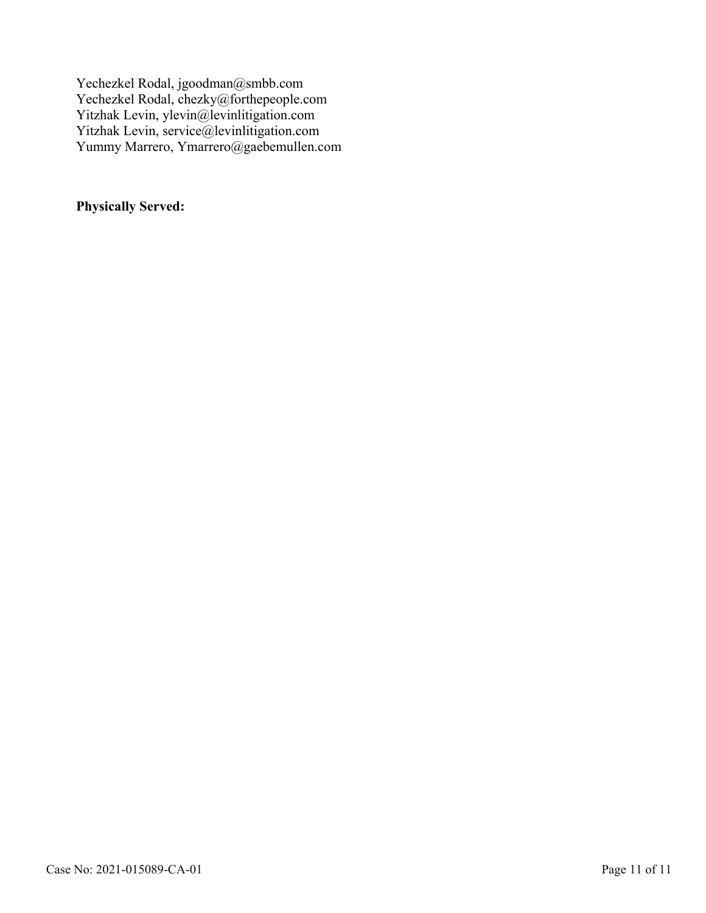Yechezkel Rodal, jgoodman@smbb.com
Yechezkel Rodal, chezky@forthepeople.com
Yitzhak Levin, ylevin@levinlitigation.com
Yitzhak Levin, service@levinlitigation.com
Yummy Marrero, Ymarrero@gaebemullen.com

**Physically Served:**